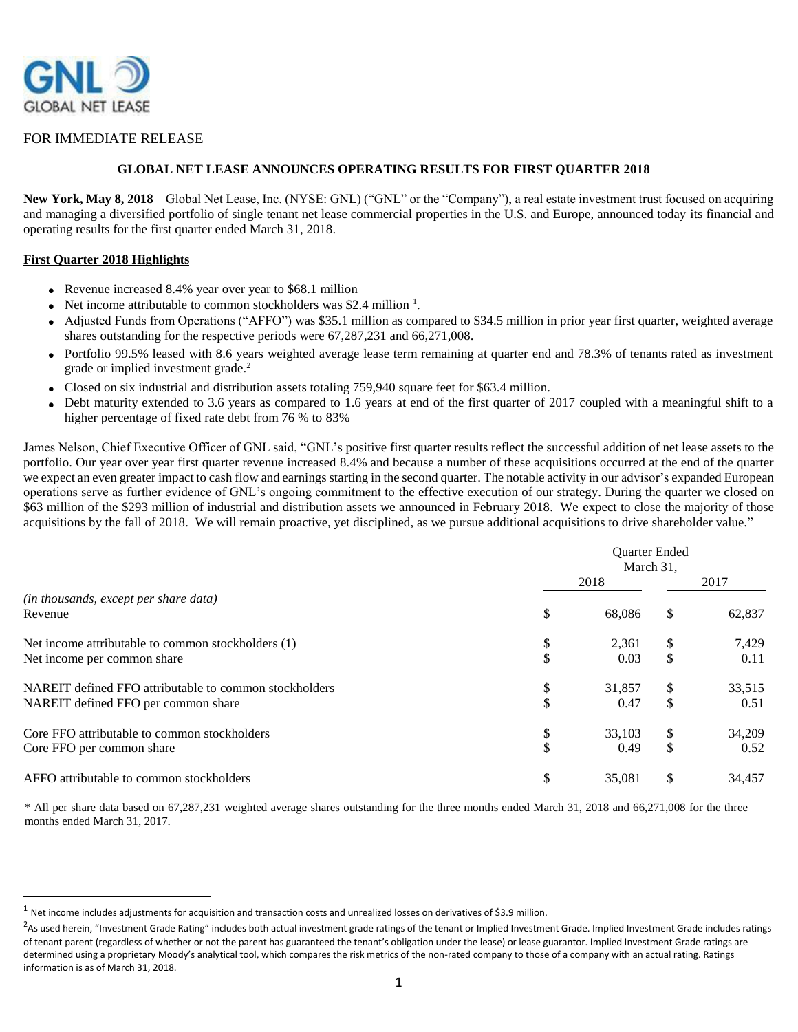FOR IMMEDIATE RELEASE

# GLOBAL NET LEASE ANNOUNCES OPERATING RESULTS FOR FIRST QUARTER 2018

**New York, May 8, 2018** – Global Net Lease, Inc. (NYSE: GNL) ("GNL" or the "Company"), a real estate investment trust focused on acquiring and managing a diversified portfolio of single tenant net lease commercial properties in the U.S. and Europe, announced today its financial and operating results for the first quarter ended March 31, 2018.

**First Quarter 2018 Highlights**

- Revenue increased 8.4% year over year to $68.1 million
- Net income attributable to common stockholders was $2.4 million [1].
- Adjusted Funds from Operations ("AFFO") was $35.1 million as compared to $34.5 million in prior year first quarter, weighted average shares outstanding for the respective periods were 67,287,231 and 66,271,008.
- Portfolio 99.5% leased with 8.6 years weighted average lease term remaining at quarter end and 78.3% of tenants rated as investment grade or implied investment grade.[2]
- Closed on six industrial and distribution assets totaling 759,940 square feet for $63.4 million.
- Debt maturity extended to 3.6 years as compared to 1.6 years at end of the first quarter of 2017 coupled with a meaningful shift to a higher percentage of fixed rate debt from 76 % to 83%

James Nelson, Chief Executive Officer of GNL said, "GNL's positive first quarter results reflect the successful addition of net lease assets to the portfolio. Our year over year first quarter revenue increased 8.4% and because a number of these acquisitions occurred at the end of the quarter we expect an even greater impact to cash flow and earnings starting in the second quarter. The notable activity in our advisor's expanded European operations serve as further evidence of GNL's ongoing commitment to the effective execution of our strategy. During the quarter we closed on $63 million of the $293 million of industrial and distribution assets we announced in February 2018. We expect to close the majority of those acquisitions by the fall of 2018. We will remain proactive, yet disciplined, as we pursue additional acquisitions to drive shareholder value."

| *(in thousands, except per share data)* | Quarter Ended March 31, 2018 | Quarter Ended March 31, 2017 |
|---|---|---|
| Revenue | $ 68,086 | $ 62,837 |
| Net income attributable to common stockholders (1) | $ 2,361 | $ 7,429 |
| Net income per common share | $ 0.03 | $ 0.11 |
| NAREIT defined FFO attributable to common stockholders | $ 31,857 | $ 33,515 |
| NAREIT defined FFO per common share | $ 0.47 | $ 0.51 |
| Core FFO attributable to common stockholders | $ 33,103 | $ 34,209 |
| Core FFO per common share | $ 0.49 | $ 0.52 |
| AFFO attributable to common stockholders | $ 35,081 | $ 34,457 |

* All per share data based on 67,287,231 weighted average shares outstanding for the three months ended March 31, 2018 and 66,271,008 for the three months ended March 31, 2017.

[1] Net income includes adjustments for acquisition and transaction costs and unrealized losses on derivatives of $3.9 million.

[2] As used herein, "Investment Grade Rating" includes both actual investment grade ratings of the tenant or Implied Investment Grade. Implied Investment Grade includes ratings of tenant parent (regardless of whether or not the parent has guaranteed the tenant's obligation under the lease) or lease guarantor. Implied Investment Grade ratings are determined using a proprietary Moody's analytical tool, which compares the risk metrics of the non-rated company to those of a company with an actual rating. Ratings information is as of March 31, 2018.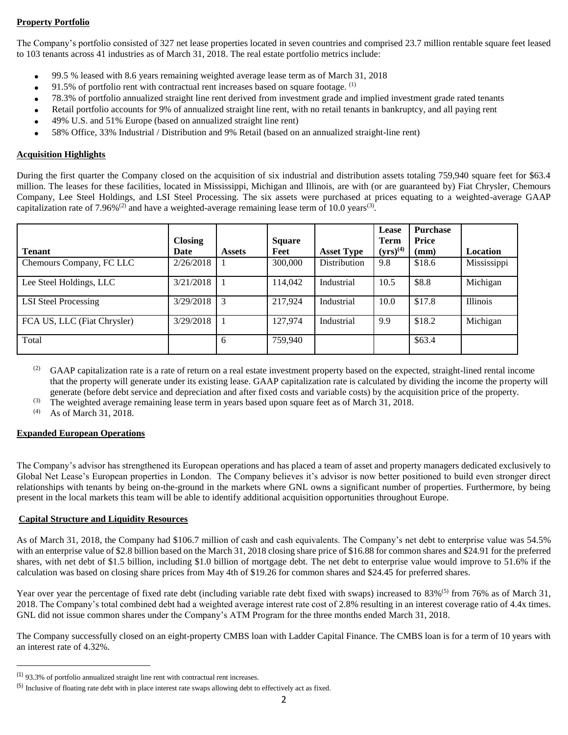## Property Portfolio

The Company's portfolio consisted of 327 net lease properties located in seven countries and comprised 23.7 million rentable square feet leased to 103 tenants across 41 industries as of March 31, 2018. The real estate portfolio metrics include:

- 99.5 % leased with 8.6 years remaining weighted average lease term as of March 31, 2018
- 91.5% of portfolio rent with contractual rent increases based on square footage. [1]
- 78.3% of portfolio annualized straight line rent derived from investment grade and implied investment grade rated tenants
- Retail portfolio accounts for 9% of annualized straight line rent, with no retail tenants in bankruptcy, and all paying rent
- 49% U.S. and 51% Europe (based on annualized straight line rent)
- 58% Office, 33% Industrial / Distribution and 9% Retail (based on an annualized straight-line rent)

## Acquisition Highlights

During the first quarter the Company closed on the acquisition of six industrial and distribution assets totaling 759,940 square feet for $63.4 million. The leases for these facilities, located in Mississippi, Michigan and Illinois, are with (or are guaranteed by) Fiat Chrysler, Chemours Company, Lee Steel Holdings, and LSI Steel Processing. The six assets were purchased at prices equating to a weighted-average GAAP capitalization rate of 7.96%[2] and have a weighted-average remaining lease term of 10.0 years[3].

| Tenant | Closing Date | Assets | Square Feet | Asset Type | Lease Term (yrs)[4] | Purchase Price (mm) | Location |
|---|---|---|---|---|---|---|---|
| Chemours Company, FC LLC | 2/26/2018 | 1 | 300,000 | Distribution | 9.8 | $18.6 | Mississippi |
| Lee Steel Holdings, LLC | 3/21/2018 | 1 | 114,042 | Industrial | 10.5 | $8.8 | Michigan |
| LSI Steel Processing | 3/29/2018 | 3 | 217,924 | Industrial | 10.0 | $17.8 | Illinois |
| FCA US, LLC (Fiat Chrysler) | 3/29/2018 | 1 | 127,974 | Industrial | 9.9 | $18.2 | Michigan |
| Total | | 6 | 759,940 | | | $63.4 | |

(2) GAAP capitalization rate is a rate of return on a real estate investment property based on the expected, straight-lined rental income that the property will generate under its existing lease. GAAP capitalization rate is calculated by dividing the income the property will generate (before debt service and depreciation and after fixed costs and variable costs) by the acquisition price of the property.

(3) The weighted average remaining lease term in years based upon square feet as of March 31, 2018.

(4) As of March 31, 2018.

## Expanded European Operations

The Company's advisor has strengthened its European operations and has placed a team of asset and property managers dedicated exclusively to Global Net Lease's European properties in London. The Company believes it's advisor is now better positioned to build even stronger direct relationships with tenants by being on-the-ground in the markets where GNL owns a significant number of properties. Furthermore, by being present in the local markets this team will be able to identify additional acquisition opportunities throughout Europe.

## Capital Structure and Liquidity Resources

As of March 31, 2018, the Company had $106.7 million of cash and cash equivalents. The Company's net debt to enterprise value was 54.5% with an enterprise value of $2.8 billion based on the March 31, 2018 closing share price of $16.88 for common shares and $24.91 for the preferred shares, with net debt of $1.5 billion, including $1.0 billion of mortgage debt. The net debt to enterprise value would improve to 51.6% if the calculation was based on closing share prices from May 4th of $19.26 for common shares and $24.45 for preferred shares.

Year over year the percentage of fixed rate debt (including variable rate debt fixed with swaps) increased to 83%[5] from 76% as of March 31, 2018. The Company's total combined debt had a weighted average interest rate cost of 2.8% resulting in an interest coverage ratio of 4.4x times. GNL did not issue common shares under the Company's ATM Program for the three months ended March 31, 2018.

The Company successfully closed on an eight-property CMBS loan with Ladder Capital Finance. The CMBS loan is for a term of 10 years with an interest rate of 4.32%.

---

(1) 93.3% of portfolio annualized straight line rent with contractual rent increases.

(5) Inclusive of floating rate debt with in place interest rate swaps allowing debt to effectively act as fixed.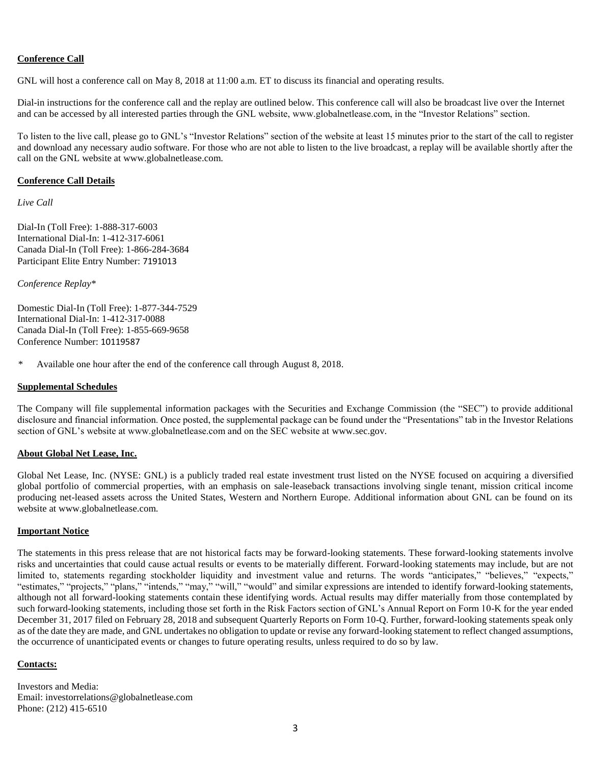**Conference Call**

GNL will host a conference call on May 8, 2018 at 11:00 a.m. ET to discuss its financial and operating results.

Dial-in instructions for the conference call and the replay are outlined below. This conference call will also be broadcast live over the Internet and can be accessed by all interested parties through the GNL website, www.globalnetlease.com, in the "Investor Relations" section.

To listen to the live call, please go to GNL's "Investor Relations" section of the website at least 15 minutes prior to the start of the call to register and download any necessary audio software. For those who are not able to listen to the live broadcast, a replay will be available shortly after the call on the GNL website at www.globalnetlease.com.

**Conference Call Details**

*Live Call*

Dial-In (Toll Free): 1-888-317-6003
International Dial-In: 1-412-317-6061
Canada Dial-In (Toll Free): 1-866-284-3684
Participant Elite Entry Number: 7191013

*Conference Replay**

Domestic Dial-In (Toll Free): 1-877-344-7529
International Dial-In: 1-412-317-0088
Canada Dial-In (Toll Free): 1-855-669-9658
Conference Number: 10119587

\* Available one hour after the end of the conference call through August 8, 2018.

**Supplemental Schedules**

The Company will file supplemental information packages with the Securities and Exchange Commission (the "SEC") to provide additional disclosure and financial information. Once posted, the supplemental package can be found under the "Presentations" tab in the Investor Relations section of GNL's website at www.globalnetlease.com and on the SEC website at www.sec.gov.

**About Global Net Lease, Inc.**

Global Net Lease, Inc. (NYSE: GNL) is a publicly traded real estate investment trust listed on the NYSE focused on acquiring a diversified global portfolio of commercial properties, with an emphasis on sale-leaseback transactions involving single tenant, mission critical income producing net-leased assets across the United States, Western and Northern Europe. Additional information about GNL can be found on its website at www.globalnetlease.com.

**Important Notice**

The statements in this press release that are not historical facts may be forward-looking statements. These forward-looking statements involve risks and uncertainties that could cause actual results or events to be materially different. Forward-looking statements may include, but are not limited to, statements regarding stockholder liquidity and investment value and returns. The words "anticipates," "believes," "expects," "estimates," "projects," "plans," "intends," "may," "will," "would" and similar expressions are intended to identify forward-looking statements, although not all forward-looking statements contain these identifying words. Actual results may differ materially from those contemplated by such forward-looking statements, including those set forth in the Risk Factors section of GNL's Annual Report on Form 10-K for the year ended December 31, 2017 filed on February 28, 2018 and subsequent Quarterly Reports on Form 10-Q. Further, forward-looking statements speak only as of the date they are made, and GNL undertakes no obligation to update or revise any forward-looking statement to reflect changed assumptions, the occurrence of unanticipated events or changes to future operating results, unless required to do so by law.

**Contacts:**

Investors and Media:
Email: investorrelations@globalnetlease.com
Phone: (212) 415-6510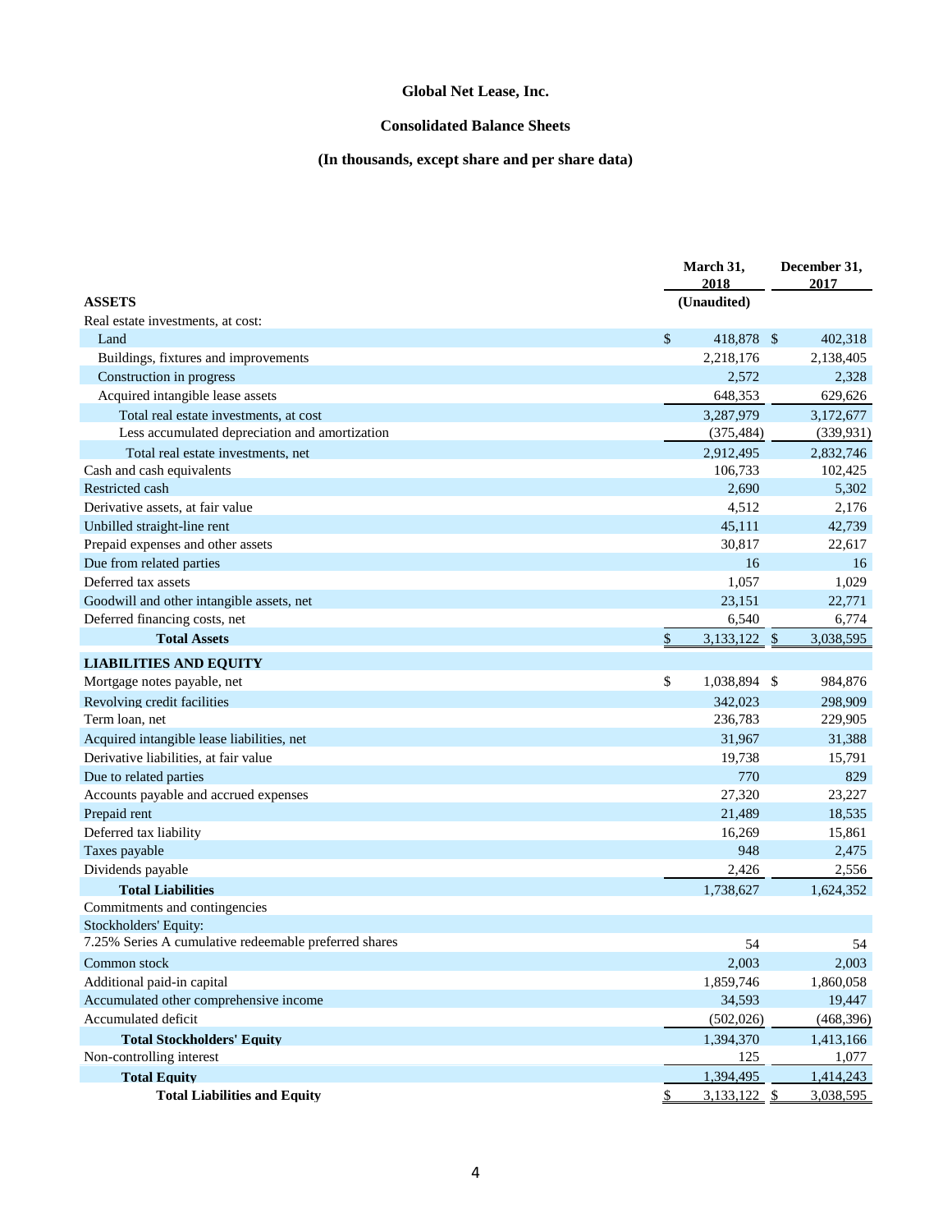# Global Net Lease, Inc.

## Consolidated Balance Sheets

### (In thousands, except share and per share data)

| | March 31, 2018 | December 31, 2017 |
|---|---|---|
| **ASSETS** | (Unaudited) | |
| Real estate investments, at cost: | | |
| Land | $ 418,878 | $ 402,318 |
| Buildings, fixtures and improvements | 2,218,176 | 2,138,405 |
| Construction in progress | 2,572 | 2,328 |
| Acquired intangible lease assets | 648,353 | 629,626 |
| Total real estate investments, at cost | 3,287,979 | 3,172,677 |
| Less accumulated depreciation and amortization | (375,484) | (339,931) |
| Total real estate investments, net | 2,912,495 | 2,832,746 |
| Cash and cash equivalents | 106,733 | 102,425 |
| Restricted cash | 2,690 | 5,302 |
| Derivative assets, at fair value | 4,512 | 2,176 |
| Unbilled straight-line rent | 45,111 | 42,739 |
| Prepaid expenses and other assets | 30,817 | 22,617 |
| Due from related parties | 16 | 16 |
| Deferred tax assets | 1,057 | 1,029 |
| Goodwill and other intangible assets, net | 23,151 | 22,771 |
| Deferred financing costs, net | 6,540 | 6,774 |
| **Total Assets** | $ 3,133,122 | $ 3,038,595 |
| **LIABILITIES AND EQUITY** | | |
| Mortgage notes payable, net | $ 1,038,894 | $ 984,876 |
| Revolving credit facilities | 342,023 | 298,909 |
| Term loan, net | 236,783 | 229,905 |
| Acquired intangible lease liabilities, net | 31,967 | 31,388 |
| Derivative liabilities, at fair value | 19,738 | 15,791 |
| Due to related parties | 770 | 829 |
| Accounts payable and accrued expenses | 27,320 | 23,227 |
| Prepaid rent | 21,489 | 18,535 |
| Deferred tax liability | 16,269 | 15,861 |
| Taxes payable | 948 | 2,475 |
| Dividends payable | 2,426 | 2,556 |
| **Total Liabilities** | 1,738,627 | 1,624,352 |
| Commitments and contingencies | | |
| Stockholders' Equity: | | |
| 7.25% Series A cumulative redeemable preferred shares | 54 | 54 |
| Common stock | 2,003 | 2,003 |
| Additional paid-in capital | 1,859,746 | 1,860,058 |
| Accumulated other comprehensive income | 34,593 | 19,447 |
| Accumulated deficit | (502,026) | (468,396) |
| **Total Stockholders' Equity** | 1,394,370 | 1,413,166 |
| Non-controlling interest | 125 | 1,077 |
| **Total Equity** | 1,394,495 | 1,414,243 |
| **Total Liabilities and Equity** | $ 3,133,122 | $ 3,038,595 |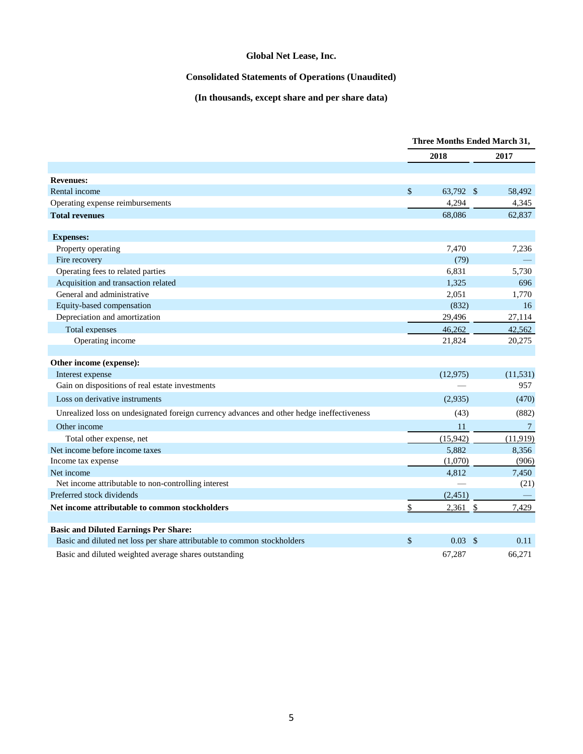# Global Net Lease, Inc.

## Consolidated Statements of Operations (Unaudited)

### (In thousands, except share and per share data)

| | Three Months Ended March 31, | |
|---|---|---|
| | 2018 | 2017 |
| **Revenues:** | | |
| Rental income | $ 63,792 | $ 58,492 |
| Operating expense reimbursements | 4,294 | 4,345 |
| **Total revenues** | 68,086 | 62,837 |
| **Expenses:** | | |
| Property operating | 7,470 | 7,236 |
| Fire recovery | (79) | — |
| Operating fees to related parties | 6,831 | 5,730 |
| Acquisition and transaction related | 1,325 | 696 |
| General and administrative | 2,051 | 1,770 |
| Equity-based compensation | (832) | 16 |
| Depreciation and amortization | 29,496 | 27,114 |
| Total expenses | 46,262 | 42,562 |
| Operating income | 21,824 | 20,275 |
| **Other income (expense):** | | |
| Interest expense | (12,975) | (11,531) |
| Gain on dispositions of real estate investments | — | 957 |
| Loss on derivative instruments | (2,935) | (470) |
| Unrealized loss on undesignated foreign currency advances and other hedge ineffectiveness | (43) | (882) |
| Other income | 11 | 7 |
| Total other expense, net | (15,942) | (11,919) |
| Net income before income taxes | 5,882 | 8,356 |
| Income tax expense | (1,070) | (906) |
| Net income | 4,812 | 7,450 |
| Net income attributable to non-controlling interest | — | (21) |
| Preferred stock dividends | (2,451) | — |
| **Net income attributable to common stockholders** | $ 2,361 | $ 7,429 |
| **Basic and Diluted Earnings Per Share:** | | |
| Basic and diluted net loss per share attributable to common stockholders | $ 0.03 | $ 0.11 |
| Basic and diluted weighted average shares outstanding | 67,287 | 66,271 |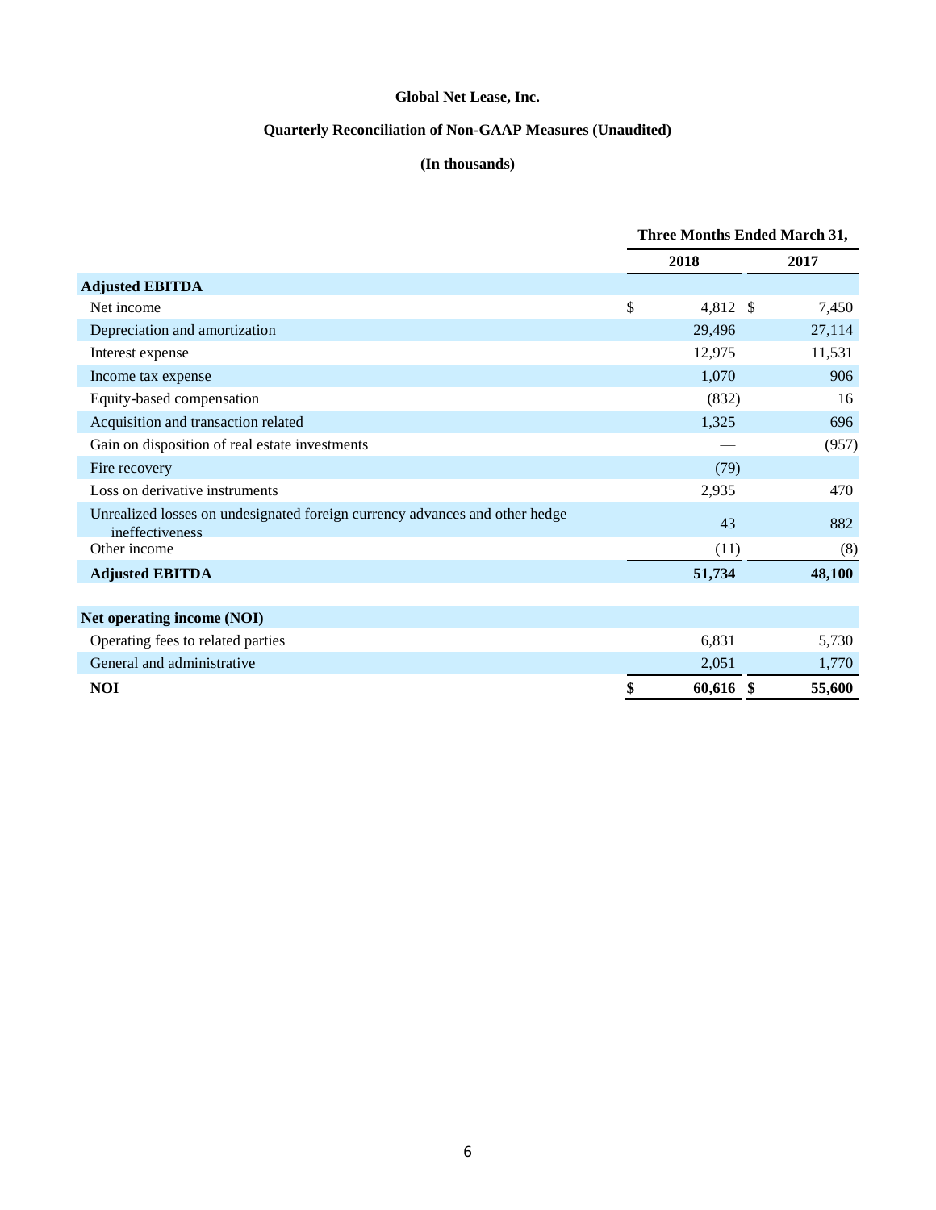**Global Net Lease, Inc.**

**Quarterly Reconciliation of Non-GAAP Measures (Unaudited)**

**(In thousands)**

| | Three Months Ended March 31, | |
|---|---|---|
| | 2018 | 2017 |
| **Adjusted EBITDA** | | |
| Net income | $ 4,812 | $ 7,450 |
| Depreciation and amortization | 29,496 | 27,114 |
| Interest expense | 12,975 | 11,531 |
| Income tax expense | 1,070 | 906 |
| Equity-based compensation | (832) | 16 |
| Acquisition and transaction related | 1,325 | 696 |
| Gain on disposition of real estate investments | — | (957) |
| Fire recovery | (79) | — |
| Loss on derivative instruments | 2,935 | 470 |
| Unrealized losses on undesignated foreign currency advances and other hedge ineffectiveness | 43 | 882 |
| Other income | (11) | (8) |
| **Adjusted EBITDA** | **51,734** | **48,100** |
| **Net operating income (NOI)** | | |
| Operating fees to related parties | 6,831 | 5,730 |
| General and administrative | 2,051 | 1,770 |
| **NOI** | **$ 60,616** | **$ 55,600** |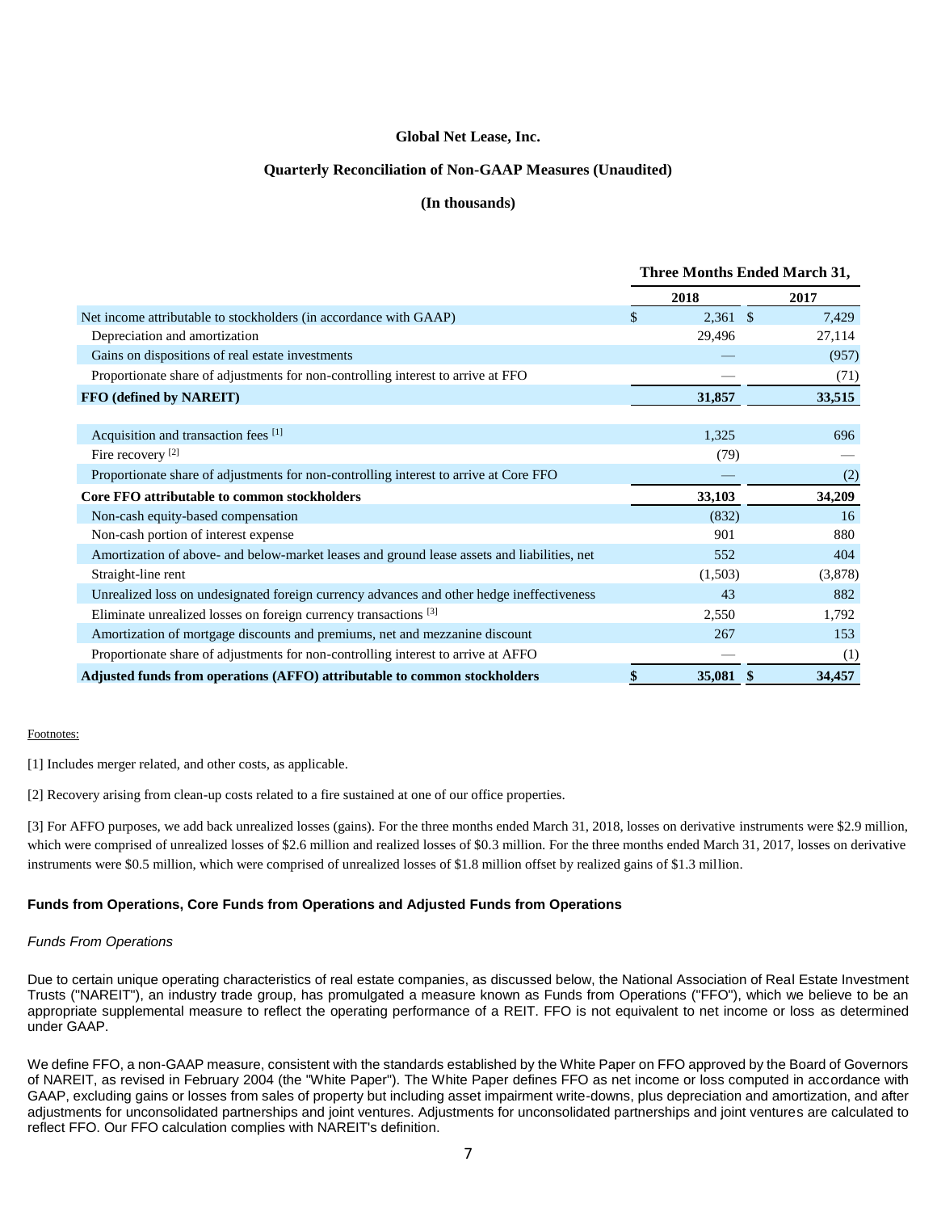**Global Net Lease, Inc.**

**Quarterly Reconciliation of Non-GAAP Measures (Unaudited)**

**(In thousands)**

| | Three Months Ended March 31, | |
|---|---|---|
| | 2018 | 2017 |
| Net income attributable to stockholders (in accordance with GAAP) | $ 2,361 | $ 7,429 |
| Depreciation and amortization | 29,496 | 27,114 |
| Gains on dispositions of real estate investments | — | (957) |
| Proportionate share of adjustments for non-controlling interest to arrive at FFO | — | (71) |
| **FFO (defined by NAREIT)** | **31,857** | **33,515** |
| | | |
| Acquisition and transaction fees [1] | 1,325 | 696 |
| Fire recovery [2] | (79) | — |
| Proportionate share of adjustments for non-controlling interest to arrive at Core FFO | — | (2) |
| **Core FFO attributable to common stockholders** | **33,103** | **34,209** |
| Non-cash equity-based compensation | (832) | 16 |
| Non-cash portion of interest expense | 901 | 880 |
| Amortization of above- and below-market leases and ground lease assets and liabilities, net | 552 | 404 |
| Straight-line rent | (1,503) | (3,878) |
| Unrealized loss on undesignated foreign currency advances and other hedge ineffectiveness | 43 | 882 |
| Eliminate unrealized losses on foreign currency transactions [3] | 2,550 | 1,792 |
| Amortization of mortgage discounts and premiums, net and mezzanine discount | 267 | 153 |
| Proportionate share of adjustments for non-controlling interest to arrive at AFFO | — | (1) |
| **Adjusted funds from operations (AFFO) attributable to common stockholders** | **$ 35,081** | **$ 34,457** |

Footnotes:

[1] Includes merger related, and other costs, as applicable.

[2] Recovery arising from clean-up costs related to a fire sustained at one of our office properties.

[3] For AFFO purposes, we add back unrealized losses (gains). For the three months ended March 31, 2018, losses on derivative instruments were $2.9 million, which were comprised of unrealized losses of $2.6 million and realized losses of $0.3 million. For the three months ended March 31, 2017, losses on derivative instruments were $0.5 million, which were comprised of unrealized losses of $1.8 million offset by realized gains of $1.3 million.

**Funds from Operations, Core Funds from Operations and Adjusted Funds from Operations**

*Funds From Operations*

Due to certain unique operating characteristics of real estate companies, as discussed below, the National Association of Real Estate Investment Trusts ("NAREIT"), an industry trade group, has promulgated a measure known as Funds from Operations ("FFO"), which we believe to be an appropriate supplemental measure to reflect the operating performance of a REIT. FFO is not equivalent to net income or loss as determined under GAAP.

We define FFO, a non-GAAP measure, consistent with the standards established by the White Paper on FFO approved by the Board of Governors of NAREIT, as revised in February 2004 (the "White Paper"). The White Paper defines FFO as net income or loss computed in accordance with GAAP, excluding gains or losses from sales of property but including asset impairment write-downs, plus depreciation and amortization, and after adjustments for unconsolidated partnerships and joint ventures. Adjustments for unconsolidated partnerships and joint ventures are calculated to reflect FFO. Our FFO calculation complies with NAREIT's definition.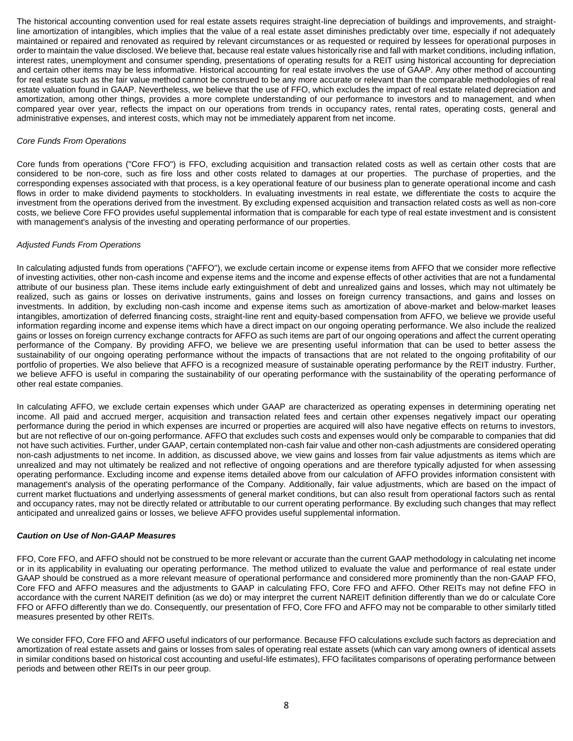The historical accounting convention used for real estate assets requires straight-line depreciation of buildings and improvements, and straight-line amortization of intangibles, which implies that the value of a real estate asset diminishes predictably over time, especially if not adequately maintained or repaired and renovated as required by relevant circumstances or as requested or required by lessees for operational purposes in order to maintain the value disclosed. We believe that, because real estate values historically rise and fall with market conditions, including inflation, interest rates, unemployment and consumer spending, presentations of operating results for a REIT using historical accounting for depreciation and certain other items may be less informative. Historical accounting for real estate involves the use of GAAP. Any other method of accounting for real estate such as the fair value method cannot be construed to be any more accurate or relevant than the comparable methodologies of real estate valuation found in GAAP. Nevertheless, we believe that the use of FFO, which excludes the impact of real estate related depreciation and amortization, among other things, provides a more complete understanding of our performance to investors and to management, and when compared year over year, reflects the impact on our operations from trends in occupancy rates, rental rates, operating costs, general and administrative expenses, and interest costs, which may not be immediately apparent from net income.

*Core Funds From Operations*

Core funds from operations ("Core FFO") is FFO, excluding acquisition and transaction related costs as well as certain other costs that are considered to be non-core, such as fire loss and other costs related to damages at our properties. The purchase of properties, and the corresponding expenses associated with that process, is a key operational feature of our business plan to generate operational income and cash flows in order to make dividend payments to stockholders. In evaluating investments in real estate, we differentiate the costs to acquire the investment from the operations derived from the investment. By excluding expensed acquisition and transaction related costs as well as non-core costs, we believe Core FFO provides useful supplemental information that is comparable for each type of real estate investment and is consistent with management's analysis of the investing and operating performance of our properties.

*Adjusted Funds From Operations*

In calculating adjusted funds from operations ("AFFO"), we exclude certain income or expense items from AFFO that we consider more reflective of investing activities, other non-cash income and expense items and the income and expense effects of other activities that are not a fundamental attribute of our business plan. These items include early extinguishment of debt and unrealized gains and losses, which may not ultimately be realized, such as gains or losses on derivative instruments, gains and losses on foreign currency transactions, and gains and losses on investments. In addition, by excluding non-cash income and expense items such as amortization of above-market and below-market leases intangibles, amortization of deferred financing costs, straight-line rent and equity-based compensation from AFFO, we believe we provide useful information regarding income and expense items which have a direct impact on our ongoing operating performance. We also include the realized gains or losses on foreign currency exchange contracts for AFFO as such items are part of our ongoing operations and affect the current operating performance of the Company. By providing AFFO, we believe we are presenting useful information that can be used to better assess the sustainability of our ongoing operating performance without the impacts of transactions that are not related to the ongoing profitability of our portfolio of properties. We also believe that AFFO is a recognized measure of sustainable operating performance by the REIT industry. Further, we believe AFFO is useful in comparing the sustainability of our operating performance with the sustainability of the operating performance of other real estate companies.

In calculating AFFO, we exclude certain expenses which under GAAP are characterized as operating expenses in determining operating net income. All paid and accrued merger, acquisition and transaction related fees and certain other expenses negatively impact our operating performance during the period in which expenses are incurred or properties are acquired will also have negative effects on returns to investors, but are not reflective of our on-going performance. AFFO that excludes such costs and expenses would only be comparable to companies that did not have such activities. Further, under GAAP, certain contemplated non-cash fair value and other non-cash adjustments are considered operating non-cash adjustments to net income. In addition, as discussed above, we view gains and losses from fair value adjustments as items which are unrealized and may not ultimately be realized and not reflective of ongoing operations and are therefore typically adjusted for when assessing operating performance. Excluding income and expense items detailed above from our calculation of AFFO provides information consistent with management's analysis of the operating performance of the Company. Additionally, fair value adjustments, which are based on the impact of current market fluctuations and underlying assessments of general market conditions, but can also result from operational factors such as rental and occupancy rates, may not be directly related or attributable to our current operating performance. By excluding such changes that may reflect anticipated and unrealized gains or losses, we believe AFFO provides useful supplemental information.

***Caution on Use of Non-GAAP Measures***

FFO, Core FFO, and AFFO should not be construed to be more relevant or accurate than the current GAAP methodology in calculating net income or in its applicability in evaluating our operating performance. The method utilized to evaluate the value and performance of real estate under GAAP should be construed as a more relevant measure of operational performance and considered more prominently than the non-GAAP FFO, Core FFO and AFFO measures and the adjustments to GAAP in calculating FFO, Core FFO and AFFO. Other REITs may not define FFO in accordance with the current NAREIT definition (as we do) or may interpret the current NAREIT definition differently than we do or calculate Core FFO or AFFO differently than we do. Consequently, our presentation of FFO, Core FFO and AFFO may not be comparable to other similarly titled measures presented by other REITs.

We consider FFO, Core FFO and AFFO useful indicators of our performance. Because FFO calculations exclude such factors as depreciation and amortization of real estate assets and gains or losses from sales of operating real estate assets (which can vary among owners of identical assets in similar conditions based on historical cost accounting and useful-life estimates), FFO facilitates comparisons of operating performance between periods and between other REITs in our peer group.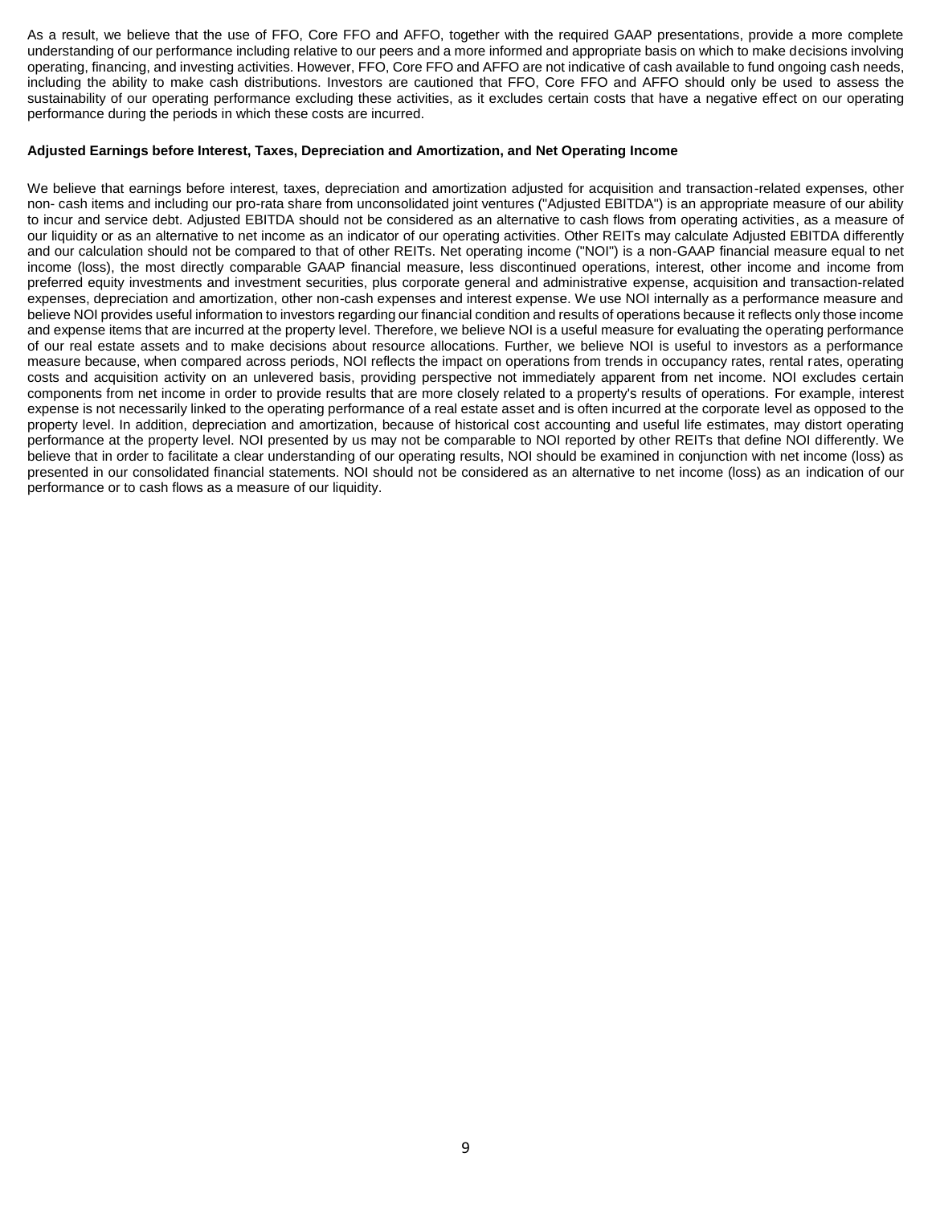As a result, we believe that the use of FFO, Core FFO and AFFO, together with the required GAAP presentations, provide a more complete understanding of our performance including relative to our peers and a more informed and appropriate basis on which to make decisions involving operating, financing, and investing activities. However, FFO, Core FFO and AFFO are not indicative of cash available to fund ongoing cash needs, including the ability to make cash distributions. Investors are cautioned that FFO, Core FFO and AFFO should only be used to assess the sustainability of our operating performance excluding these activities, as it excludes certain costs that have a negative effect on our operating performance during the periods in which these costs are incurred.

**Adjusted Earnings before Interest, Taxes, Depreciation and Amortization, and Net Operating Income**

We believe that earnings before interest, taxes, depreciation and amortization adjusted for acquisition and transaction-related expenses, other non- cash items and including our pro-rata share from unconsolidated joint ventures ("Adjusted EBITDA") is an appropriate measure of our ability to incur and service debt. Adjusted EBITDA should not be considered as an alternative to cash flows from operating activities, as a measure of our liquidity or as an alternative to net income as an indicator of our operating activities. Other REITs may calculate Adjusted EBITDA differently and our calculation should not be compared to that of other REITs. Net operating income ("NOI") is a non-GAAP financial measure equal to net income (loss), the most directly comparable GAAP financial measure, less discontinued operations, interest, other income and income from preferred equity investments and investment securities, plus corporate general and administrative expense, acquisition and transaction-related expenses, depreciation and amortization, other non-cash expenses and interest expense. We use NOI internally as a performance measure and believe NOI provides useful information to investors regarding our financial condition and results of operations because it reflects only those income and expense items that are incurred at the property level. Therefore, we believe NOI is a useful measure for evaluating the operating performance of our real estate assets and to make decisions about resource allocations. Further, we believe NOI is useful to investors as a performance measure because, when compared across periods, NOI reflects the impact on operations from trends in occupancy rates, rental rates, operating costs and acquisition activity on an unlevered basis, providing perspective not immediately apparent from net income. NOI excludes certain components from net income in order to provide results that are more closely related to a property's results of operations. For example, interest expense is not necessarily linked to the operating performance of a real estate asset and is often incurred at the corporate level as opposed to the property level. In addition, depreciation and amortization, because of historical cost accounting and useful life estimates, may distort operating performance at the property level. NOI presented by us may not be comparable to NOI reported by other REITs that define NOI differently. We believe that in order to facilitate a clear understanding of our operating results, NOI should be examined in conjunction with net income (loss) as presented in our consolidated financial statements. NOI should not be considered as an alternative to net income (loss) as an indication of our performance or to cash flows as a measure of our liquidity.